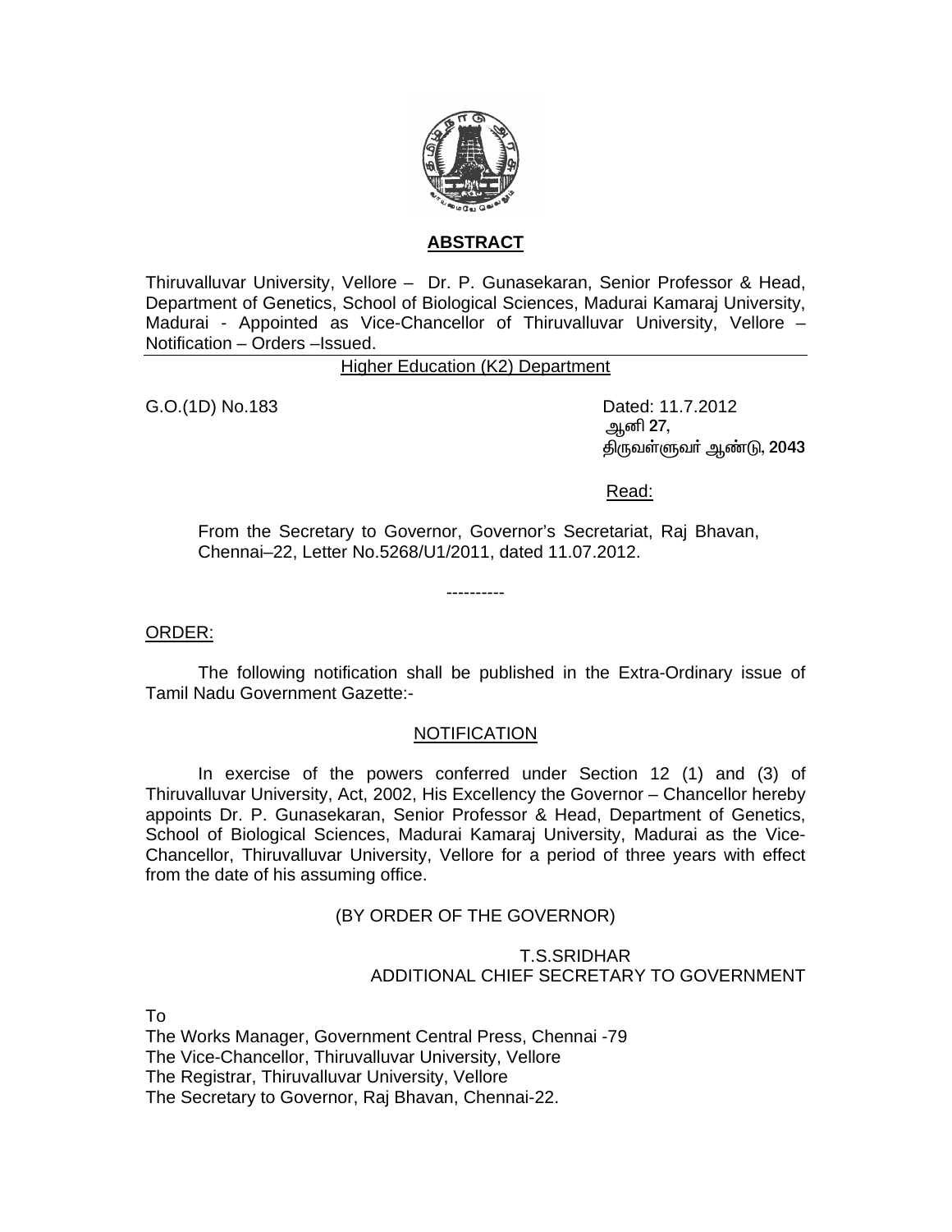## ABSTRACT

Thiruvalluvar University, Vellore – Dr. P. Gunasekaran, Senior Professor & Head, Department of Genetics, School of Biological Sciences, Madurai Kamaraj University, Madurai - Appointed as Vice-Chancellor of Thiruvalluvar University, Vellore – Notification – Orders –Issued.

Higher Education (K2) Department

G.O.(1D) No.183

Dated: 11.7.2012
ஆனி 27,
திருவள்ளுவர் ஆண்டு, 2043

Read:

From the Secretary to Governor, Governor's Secretariat, Raj Bhavan, Chennai–22, Letter No.5268/U1/2011, dated 11.07.2012.

----------

ORDER:

The following notification shall be published in the Extra-Ordinary issue of Tamil Nadu Government Gazette:-

NOTIFICATION

In exercise of the powers conferred under Section 12 (1) and (3) of Thiruvalluvar University, Act, 2002, His Excellency the Governor – Chancellor hereby appoints Dr. P. Gunasekaran, Senior Professor & Head, Department of Genetics, School of Biological Sciences, Madurai Kamaraj University, Madurai as the Vice-Chancellor, Thiruvalluvar University, Vellore for a period of three years with effect from the date of his assuming office.

(BY ORDER OF THE GOVERNOR)

T.S.SRIDHAR
ADDITIONAL CHIEF SECRETARY TO GOVERNMENT

To
The Works Manager, Government Central Press, Chennai -79
The Vice-Chancellor, Thiruvalluvar University, Vellore
The Registrar, Thiruvalluvar University, Vellore
The Secretary to Governor, Raj Bhavan, Chennai-22.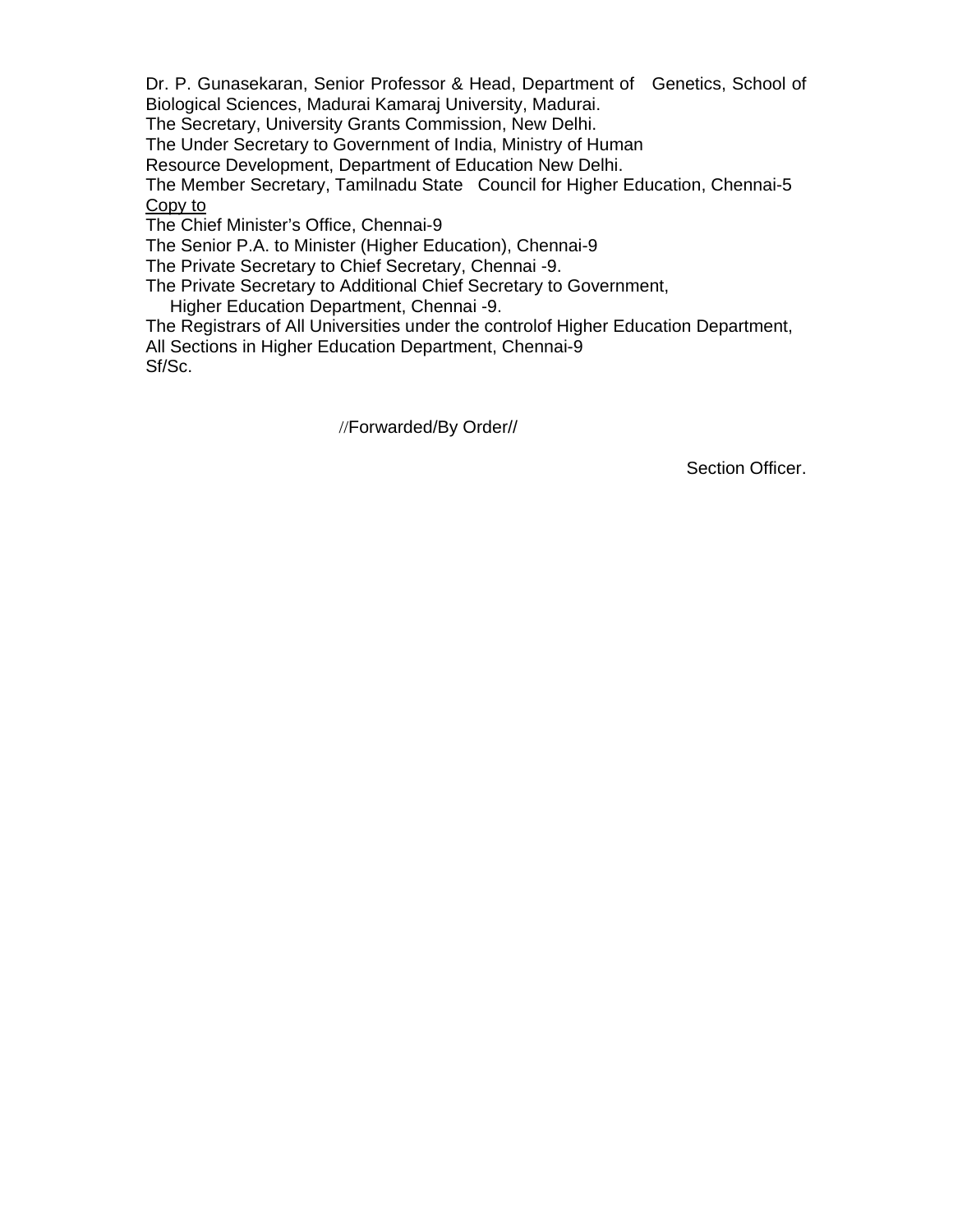Dr. P. Gunasekaran, Senior Professor & Head, Department of Genetics, School of Biological Sciences, Madurai Kamaraj University, Madurai.
The Secretary, University Grants Commission, New Delhi.
The Under Secretary to Government of India, Ministry of Human Resource Development, Department of Education New Delhi.
The Member Secretary, Tamilnadu State Council for Higher Education, Chennai-5

<u>Copy to</u>

The Chief Minister's Office, Chennai-9
The Senior P.A. to Minister (Higher Education), Chennai-9
The Private Secretary to Chief Secretary, Chennai -9.
The Private Secretary to Additional Chief Secretary to Government,
Higher Education Department, Chennai -9.
The Registrars of All Universities under the controlof Higher Education Department,
All Sections in Higher Education Department, Chennai-9
Sf/Sc.

//Forwarded/By Order//

Section Officer.